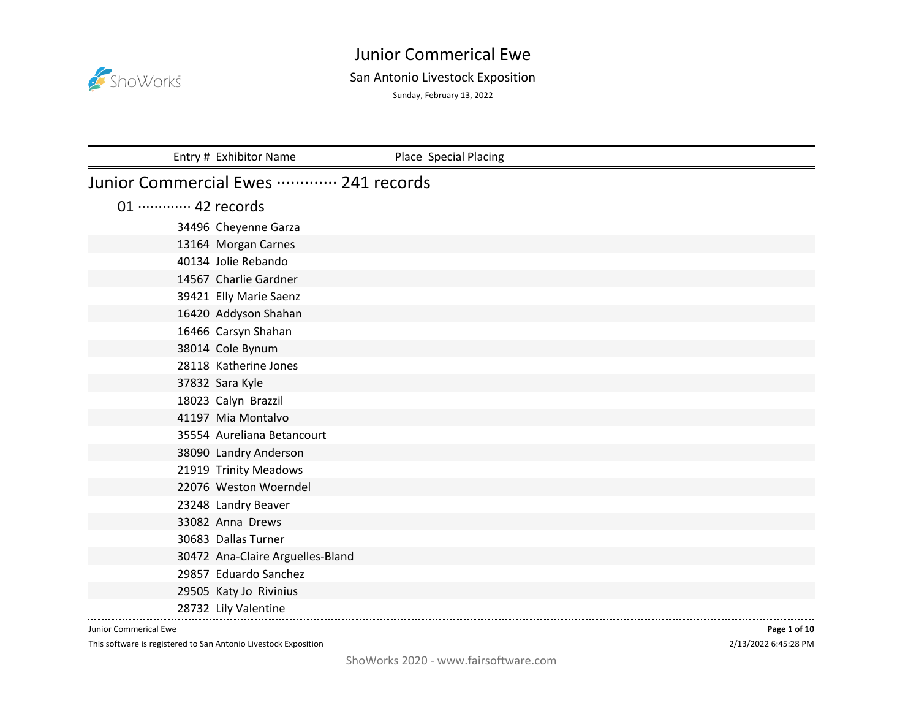# Junior Commerical Ewe

## San Antonio Livestock Exposition

Sunday, February 13, 2022

| Entry # | Exhibitor Name | Place | Special Placing |
|---|---|---|---|

## Junior Commercial Ewes ············· 241 records

### 01 ············· 42 records

| Entry # | Exhibitor Name | Place | Special Placing |
|---|---|---|---|
| 34496 | Cheyenne Garza | | |
| 13164 | Morgan Carnes | | |
| 40134 | Jolie Rebando | | |
| 14567 | Charlie Gardner | | |
| 39421 | Elly Marie Saenz | | |
| 16420 | Addyson Shahan | | |
| 16466 | Carsyn Shahan | | |
| 38014 | Cole Bynum | | |
| 28118 | Katherine Jones | | |
| 37832 | Sara Kyle | | |
| 18023 | Calyn Brazzil | | |
| 41197 | Mia Montalvo | | |
| 35554 | Aureliana Betancourt | | |
| 38090 | Landry Anderson | | |
| 21919 | Trinity Meadows | | |
| 22076 | Weston Woerndel | | |
| 23248 | Landry Beaver | | |
| 33082 | Anna Drews | | |
| 30683 | Dallas Turner | | |
| 30472 | Ana-Claire Arguelles-Bland | | |
| 29857 | Eduardo Sanchez | | |
| 29505 | Katy Jo Rivinius | | |
| 28732 | Lily Valentine | | |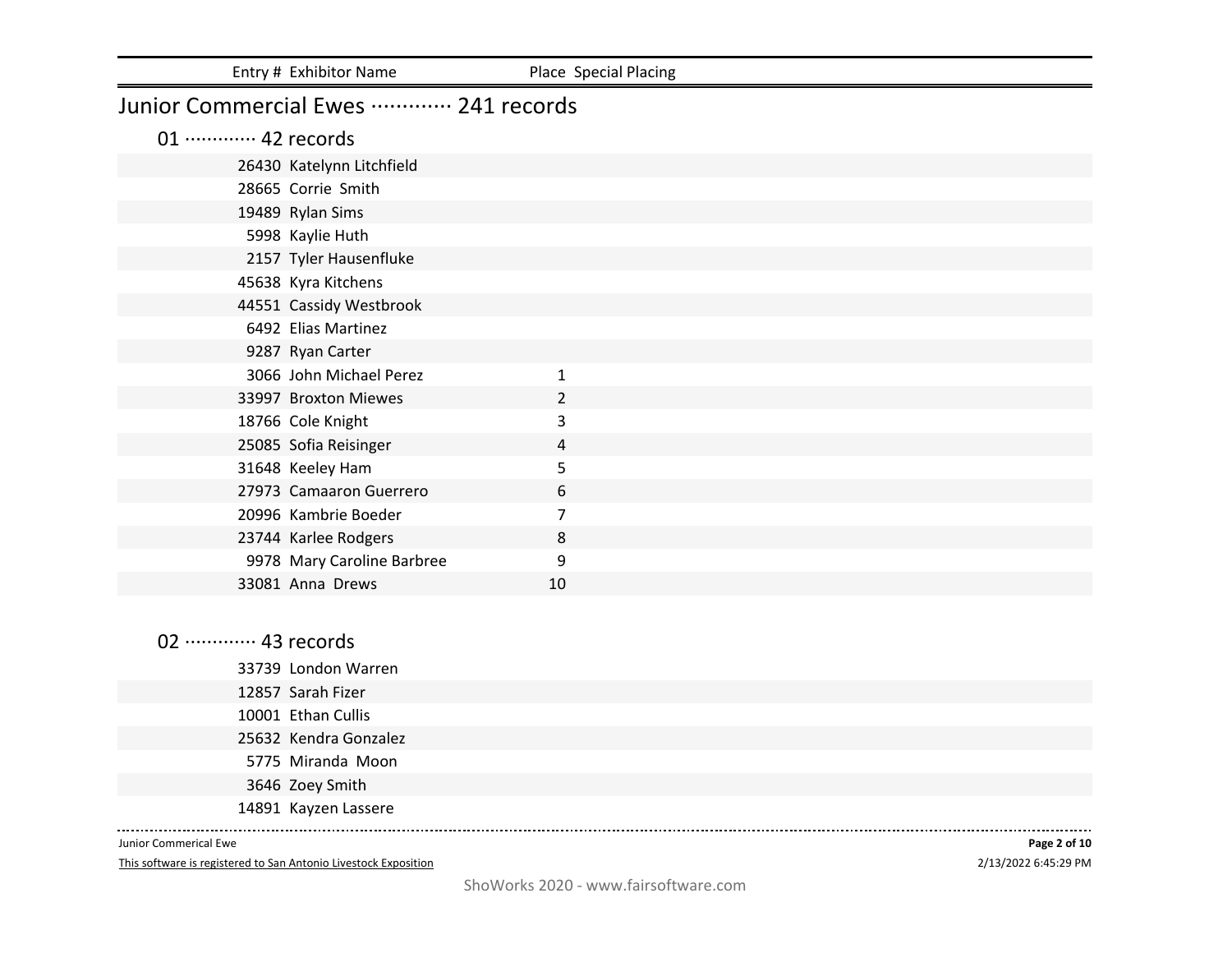| Entry # | Exhibitor Name | Place | Special Placing |
|---|---|---|---|

## Junior Commercial Ewes ············· 241 records

### 01 ············· 42 records

| Entry # | Exhibitor Name | Place | Special Placing |
|---|---|---|---|
| 26430 | Katelynn Litchfield | | |
| 28665 | Corrie Smith | | |
| 19489 | Rylan Sims | | |
| 5998 | Kaylie Huth | | |
| 2157 | Tyler Hausenfluke | | |
| 45638 | Kyra Kitchens | | |
| 44551 | Cassidy Westbrook | | |
| 6492 | Elias Martinez | | |
| 9287 | Ryan Carter | | |
| 3066 | John Michael Perez | 1 | |
| 33997 | Broxton Miewes | 2 | |
| 18766 | Cole Knight | 3 | |
| 25085 | Sofia Reisinger | 4 | |
| 31648 | Keeley Ham | 5 | |
| 27973 | Camaaron Guerrero | 6 | |
| 20996 | Kambrie Boeder | 7 | |
| 23744 | Karlee Rodgers | 8 | |
| 9978 | Mary Caroline Barbree | 9 | |
| 33081 | Anna Drews | 10 | |

### 02 ············· 43 records

| Entry # | Exhibitor Name | Place | Special Placing |
|---|---|---|---|
| 33739 | London Warren | | |
| 12857 | Sarah Fizer | | |
| 10001 | Ethan Cullis | | |
| 25632 | Kendra Gonzalez | | |
| 5775 | Miranda Moon | | |
| 3646 | Zoey Smith | | |
| 14891 | Kayzen Lassere | | |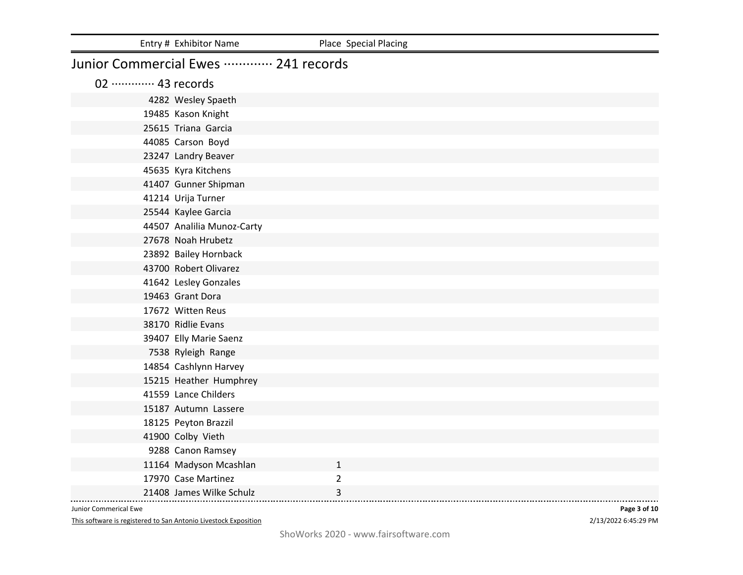| Entry # | Exhibitor Name | Place | Special Placing |
|---|---|---|---|

# Junior Commercial Ewes ············· 241 records

## 02 ············· 43 records

| Entry # | Exhibitor Name | Place | Special Placing |
|---|---|---|---|
| 4282 | Wesley Spaeth | | |
| 19485 | Kason Knight | | |
| 25615 | Triana  Garcia | | |
| 44085 | Carson  Boyd | | |
| 23247 | Landry Beaver | | |
| 45635 | Kyra Kitchens | | |
| 41407 | Gunner Shipman | | |
| 41214 | Urija Turner | | |
| 25544 | Kaylee Garcia | | |
| 44507 | Analilia Munoz-Carty | | |
| 27678 | Noah Hrubetz | | |
| 23892 | Bailey Hornback | | |
| 43700 | Robert Olivarez | | |
| 41642 | Lesley Gonzales | | |
| 19463 | Grant Dora | | |
| 17672 | Witten Reus | | |
| 38170 | Ridlie Evans | | |
| 39407 | Elly Marie Saenz | | |
| 7538 | Ryleigh  Range | | |
| 14854 | Cashlynn Harvey | | |
| 15215 | Heather  Humphrey | | |
| 41559 | Lance Childers | | |
| 15187 | Autumn  Lassere | | |
| 18125 | Peyton Brazzil | | |
| 41900 | Colby  Vieth | | |
| 9288 | Canon Ramsey | | |
| 11164 | Madyson Mcashlan | 1 | |
| 17970 | Case Martinez | 2 | |
| 21408 | James Wilke Schulz | 3 | |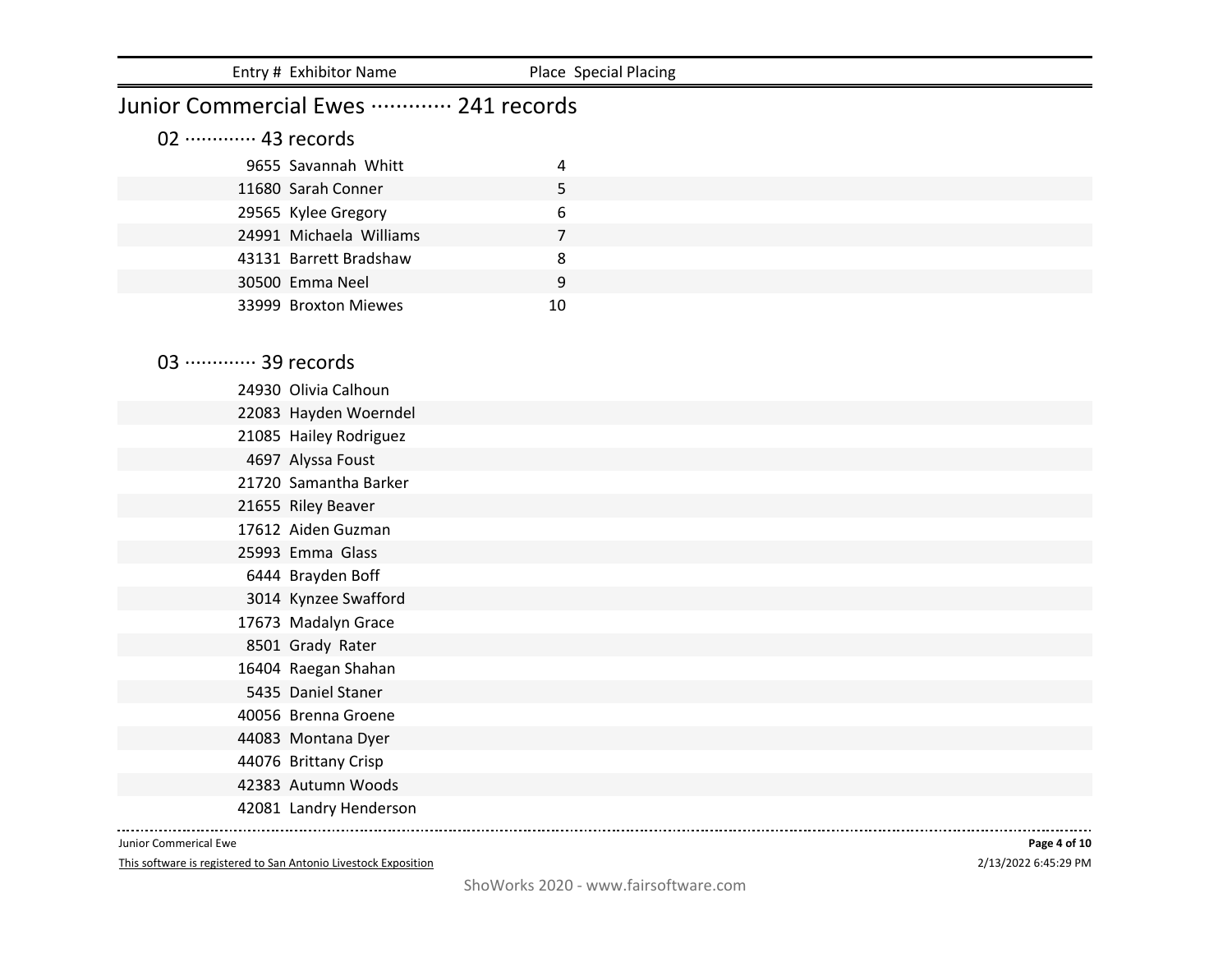| Entry # | Exhibitor Name | Place | Special Placing |
|---|---|---|---|

## Junior Commercial Ewes ············· 241 records

### 02 ············· 43 records

| Entry # | Exhibitor Name | Place | Special Placing |
|---|---|---|---|
| 9655 | Savannah Whitt | 4 | |
| 11680 | Sarah Conner | 5 | |
| 29565 | Kylee Gregory | 6 | |
| 24991 | Michaela Williams | 7 | |
| 43131 | Barrett Bradshaw | 8 | |
| 30500 | Emma Neel | 9 | |
| 33999 | Broxton Miewes | 10 | |

### 03 ············· 39 records

| Entry # | Exhibitor Name | Place | Special Placing |
|---|---|---|---|
| 24930 | Olivia Calhoun | | |
| 22083 | Hayden Woerndel | | |
| 21085 | Hailey Rodriguez | | |
| 4697 | Alyssa Foust | | |
| 21720 | Samantha Barker | | |
| 21655 | Riley Beaver | | |
| 17612 | Aiden Guzman | | |
| 25993 | Emma Glass | | |
| 6444 | Brayden Boff | | |
| 3014 | Kynzee Swafford | | |
| 17673 | Madalyn Grace | | |
| 8501 | Grady Rater | | |
| 16404 | Raegan Shahan | | |
| 5435 | Daniel Staner | | |
| 40056 | Brenna Groene | | |
| 44083 | Montana Dyer | | |
| 44076 | Brittany Crisp | | |
| 42383 | Autumn Woods | | |
| 42081 | Landry Henderson | | |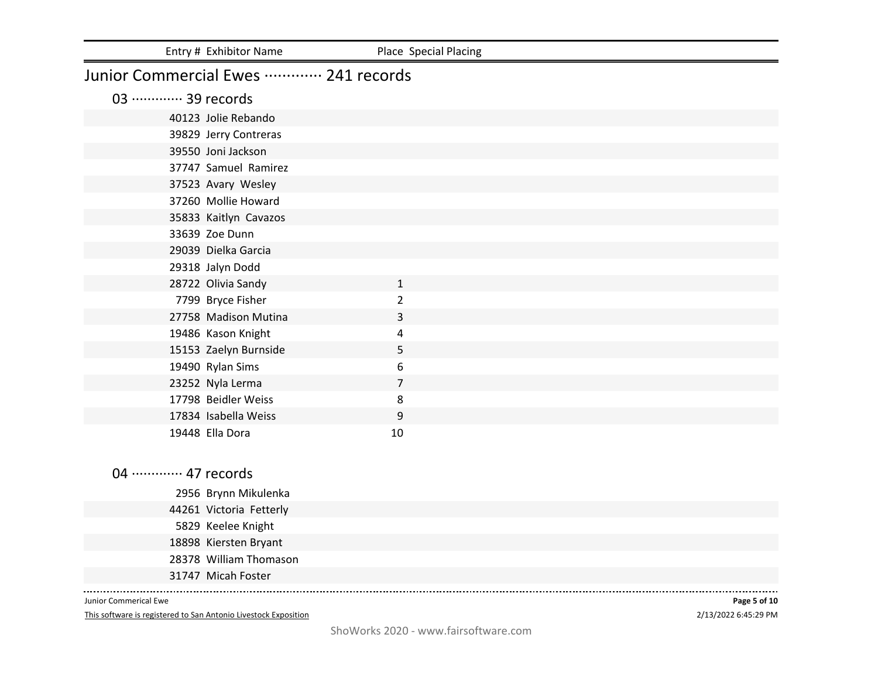| Entry # | Exhibitor Name | Place | Special Placing |
|---|---|---|---|

## Junior Commercial Ewes ············· 241 records

### 03 ············· 39 records

| Entry # | Exhibitor Name | Place | Special Placing |
|---|---|---|---|
| 40123 | Jolie Rebando | | |
| 39829 | Jerry Contreras | | |
| 39550 | Joni Jackson | | |
| 37747 | Samuel Ramirez | | |
| 37523 | Avary Wesley | | |
| 37260 | Mollie Howard | | |
| 35833 | Kaitlyn Cavazos | | |
| 33639 | Zoe Dunn | | |
| 29039 | Dielka Garcia | | |
| 29318 | Jalyn Dodd | | |
| 28722 | Olivia Sandy | 1 | |
| 7799 | Bryce Fisher | 2 | |
| 27758 | Madison Mutina | 3 | |
| 19486 | Kason Knight | 4 | |
| 15153 | Zaelyn Burnside | 5 | |
| 19490 | Rylan Sims | 6 | |
| 23252 | Nyla Lerma | 7 | |
| 17798 | Beidler Weiss | 8 | |
| 17834 | Isabella Weiss | 9 | |
| 19448 | Ella Dora | 10 | |

### 04 ············· 47 records

| Entry # | Exhibitor Name | Place | Special Placing |
|---|---|---|---|
| 2956 | Brynn Mikulenka | | |
| 44261 | Victoria Fetterly | | |
| 5829 | Keelee Knight | | |
| 18898 | Kiersten Bryant | | |
| 28378 | William Thomason | | |
| 31747 | Micah Foster | | |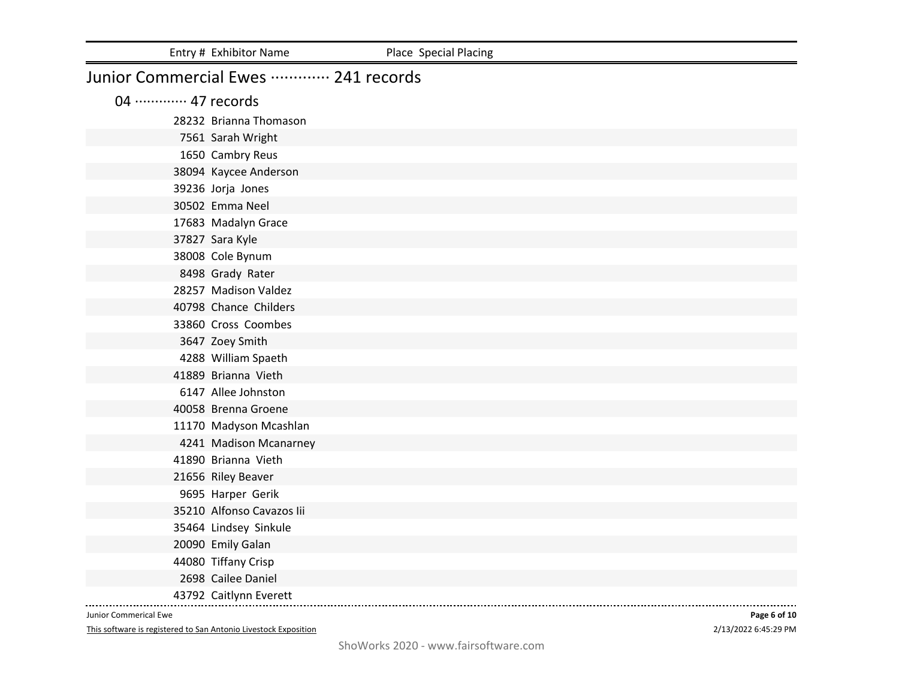| Entry # | Exhibitor Name | Place | Special Placing |
|---|---|---|---|

## Junior Commercial Ewes ············· 241 records

### 04 ············· 47 records

| Entry # | Exhibitor Name | Place | Special Placing |
|---|---|---|---|
| 28232 | Brianna Thomason | | |
| 7561 | Sarah Wright | | |
| 1650 | Cambry Reus | | |
| 38094 | Kaycee Anderson | | |
| 39236 | Jorja Jones | | |
| 30502 | Emma Neel | | |
| 17683 | Madalyn Grace | | |
| 37827 | Sara Kyle | | |
| 38008 | Cole Bynum | | |
| 8498 | Grady Rater | | |
| 28257 | Madison Valdez | | |
| 40798 | Chance Childers | | |
| 33860 | Cross Coombes | | |
| 3647 | Zoey Smith | | |
| 4288 | William Spaeth | | |
| 41889 | Brianna Vieth | | |
| 6147 | Allee Johnston | | |
| 40058 | Brenna Groene | | |
| 11170 | Madyson Mcashlan | | |
| 4241 | Madison Mcanarney | | |
| 41890 | Brianna Vieth | | |
| 21656 | Riley Beaver | | |
| 9695 | Harper Gerik | | |
| 35210 | Alfonso Cavazos Iii | | |
| 35464 | Lindsey Sinkule | | |
| 20090 | Emily Galan | | |
| 44080 | Tiffany Crisp | | |
| 2698 | Cailee Daniel | | |
| 43792 | Caitlynn Everett | | |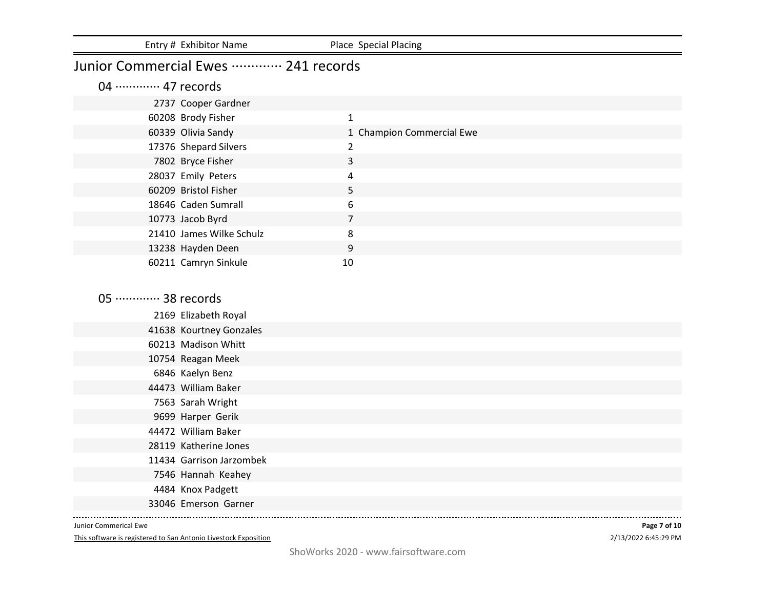| Entry # | Exhibitor Name | Place | Special Placing |
|---|---|---|---|

## Junior Commercial Ewes ············· 241 records

### 04 ············· 47 records

| Entry # | Exhibitor Name | Place | Special Placing |
|---|---|---|---|
| 2737 | Cooper Gardner | | |
| 60208 | Brody Fisher | 1 | |
| 60339 | Olivia Sandy | 1 | Champion Commercial Ewe |
| 17376 | Shepard Silvers | 2 | |
| 7802 | Bryce Fisher | 3 | |
| 28037 | Emily  Peters | 4 | |
| 60209 | Bristol Fisher | 5 | |
| 18646 | Caden Sumrall | 6 | |
| 10773 | Jacob Byrd | 7 | |
| 21410 | James Wilke Schulz | 8 | |
| 13238 | Hayden Deen | 9 | |
| 60211 | Camryn Sinkule | 10 | |

### 05 ············· 38 records

| Entry # | Exhibitor Name | Place | Special Placing |
|---|---|---|---|
| 2169 | Elizabeth Royal | | |
| 41638 | Kourtney Gonzales | | |
| 60213 | Madison Whitt | | |
| 10754 | Reagan Meek | | |
| 6846 | Kaelyn Benz | | |
| 44473 | William Baker | | |
| 7563 | Sarah Wright | | |
| 9699 | Harper  Gerik | | |
| 44472 | William Baker | | |
| 28119 | Katherine Jones | | |
| 11434 | Garrison Jarzombek | | |
| 7546 | Hannah  Keahey | | |
| 4484 | Knox Padgett | | |
| 33046 | Emerson  Garner | | |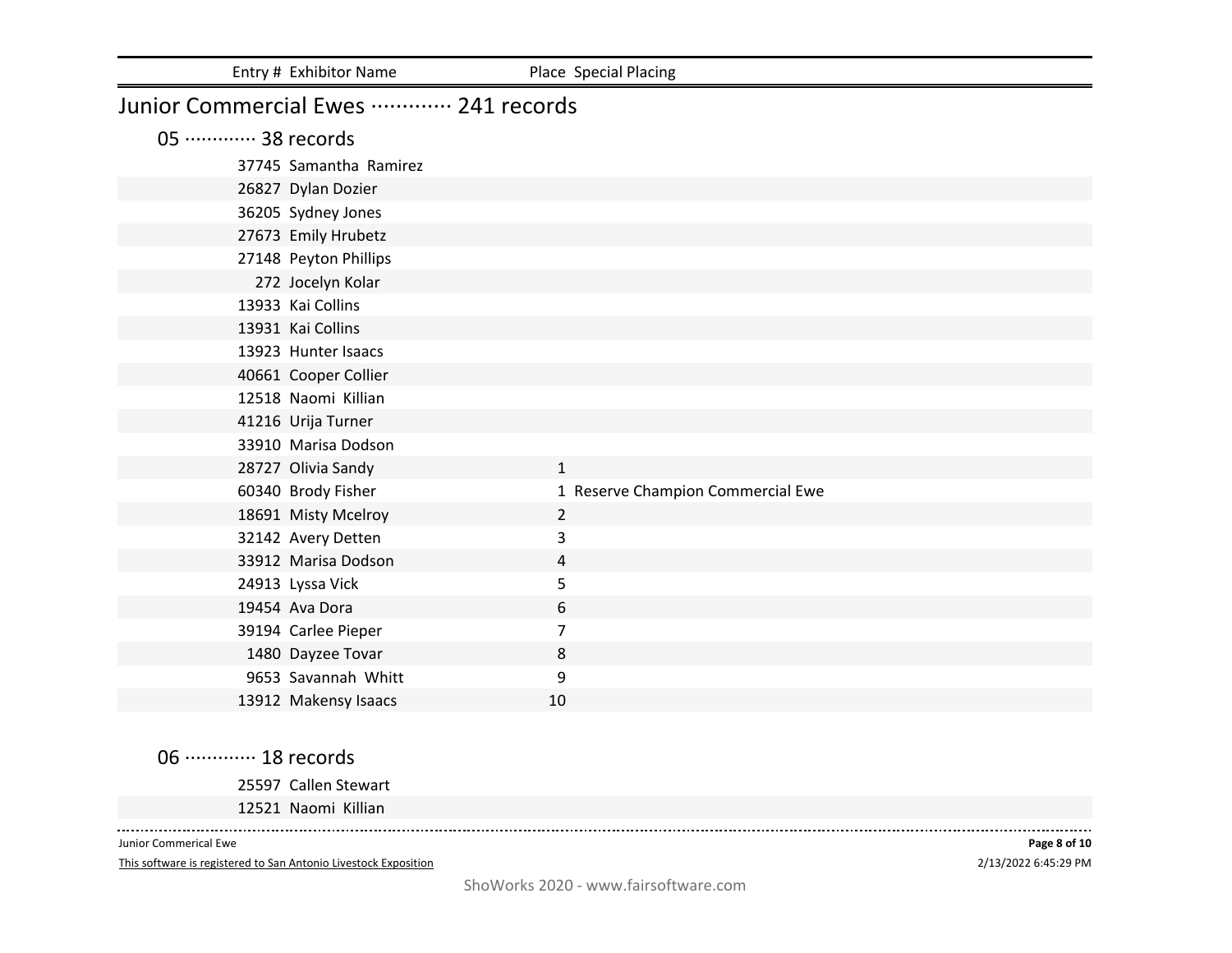| Entry # | Exhibitor Name | Place | Special Placing |
|---|---|---|---|

## Junior Commercial Ewes ············· 241 records

### 05 ············· 38 records

| Entry # | Exhibitor Name | Place | Special Placing |
|---|---|---|---|
| 37745 | Samantha Ramirez | | |
| 26827 | Dylan Dozier | | |
| 36205 | Sydney Jones | | |
| 27673 | Emily Hrubetz | | |
| 27148 | Peyton Phillips | | |
| 272 | Jocelyn Kolar | | |
| 13933 | Kai Collins | | |
| 13931 | Kai Collins | | |
| 13923 | Hunter Isaacs | | |
| 40661 | Cooper Collier | | |
| 12518 | Naomi Killian | | |
| 41216 | Urija Turner | | |
| 33910 | Marisa Dodson | | |
| 28727 | Olivia Sandy | 1 | |
| 60340 | Brody Fisher | 1 | Reserve Champion Commercial Ewe |
| 18691 | Misty Mcelroy | 2 | |
| 32142 | Avery Detten | 3 | |
| 33912 | Marisa Dodson | 4 | |
| 24913 | Lyssa Vick | 5 | |
| 19454 | Ava Dora | 6 | |
| 39194 | Carlee Pieper | 7 | |
| 1480 | Dayzee Tovar | 8 | |
| 9653 | Savannah Whitt | 9 | |
| 13912 | Makensy Isaacs | 10 | |

### 06 ············· 18 records

| Entry # | Exhibitor Name | Place | Special Placing |
|---|---|---|---|
| 25597 | Callen Stewart | | |
| 12521 | Naomi Killian | | |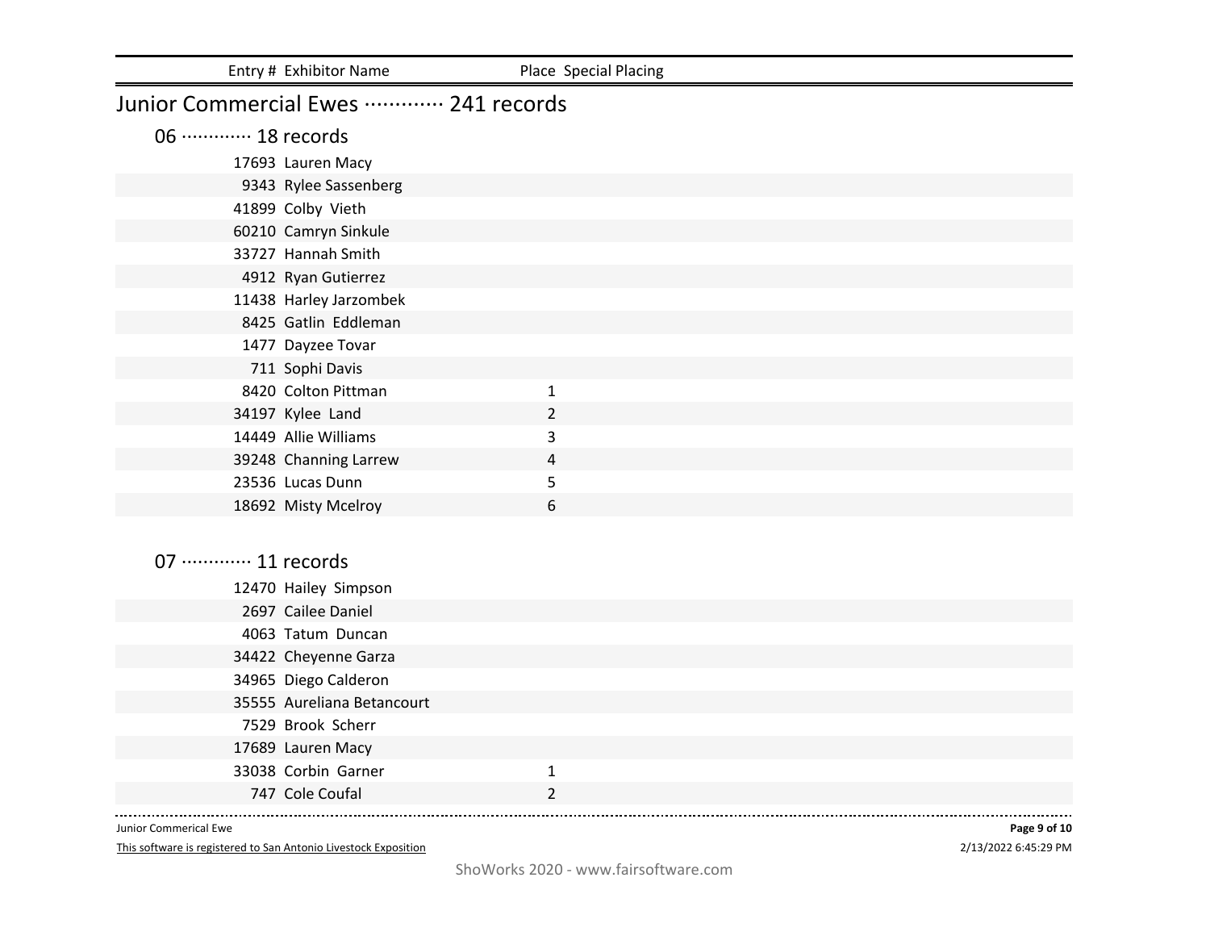## Junior Commercial Ewes ············· 241 records

### 06 ············· 18 records

| Entry # | Exhibitor Name | Place | Special Placing |
| --- | --- | --- | --- |
| 17693 | Lauren Macy | | |
| 9343 | Rylee Sassenberg | | |
| 41899 | Colby Vieth | | |
| 60210 | Camryn Sinkule | | |
| 33727 | Hannah Smith | | |
| 4912 | Ryan Gutierrez | | |
| 11438 | Harley Jarzombek | | |
| 8425 | Gatlin Eddleman | | |
| 1477 | Dayzee Tovar | | |
| 711 | Sophi Davis | | |
| 8420 | Colton Pittman | 1 | |
| 34197 | Kylee Land | 2 | |
| 14449 | Allie Williams | 3 | |
| 39248 | Channing Larrew | 4 | |
| 23536 | Lucas Dunn | 5 | |
| 18692 | Misty Mcelroy | 6 | |

### 07 ············· 11 records

| Entry # | Exhibitor Name | Place | Special Placing |
| --- | --- | --- | --- |
| 12470 | Hailey Simpson | | |
| 2697 | Cailee Daniel | | |
| 4063 | Tatum Duncan | | |
| 34422 | Cheyenne Garza | | |
| 34965 | Diego Calderon | | |
| 35555 | Aureliana Betancourt | | |
| 7529 | Brook Scherr | | |
| 17689 | Lauren Macy | | |
| 33038 | Corbin Garner | 1 | |
| 747 | Cole Coufal | 2 | |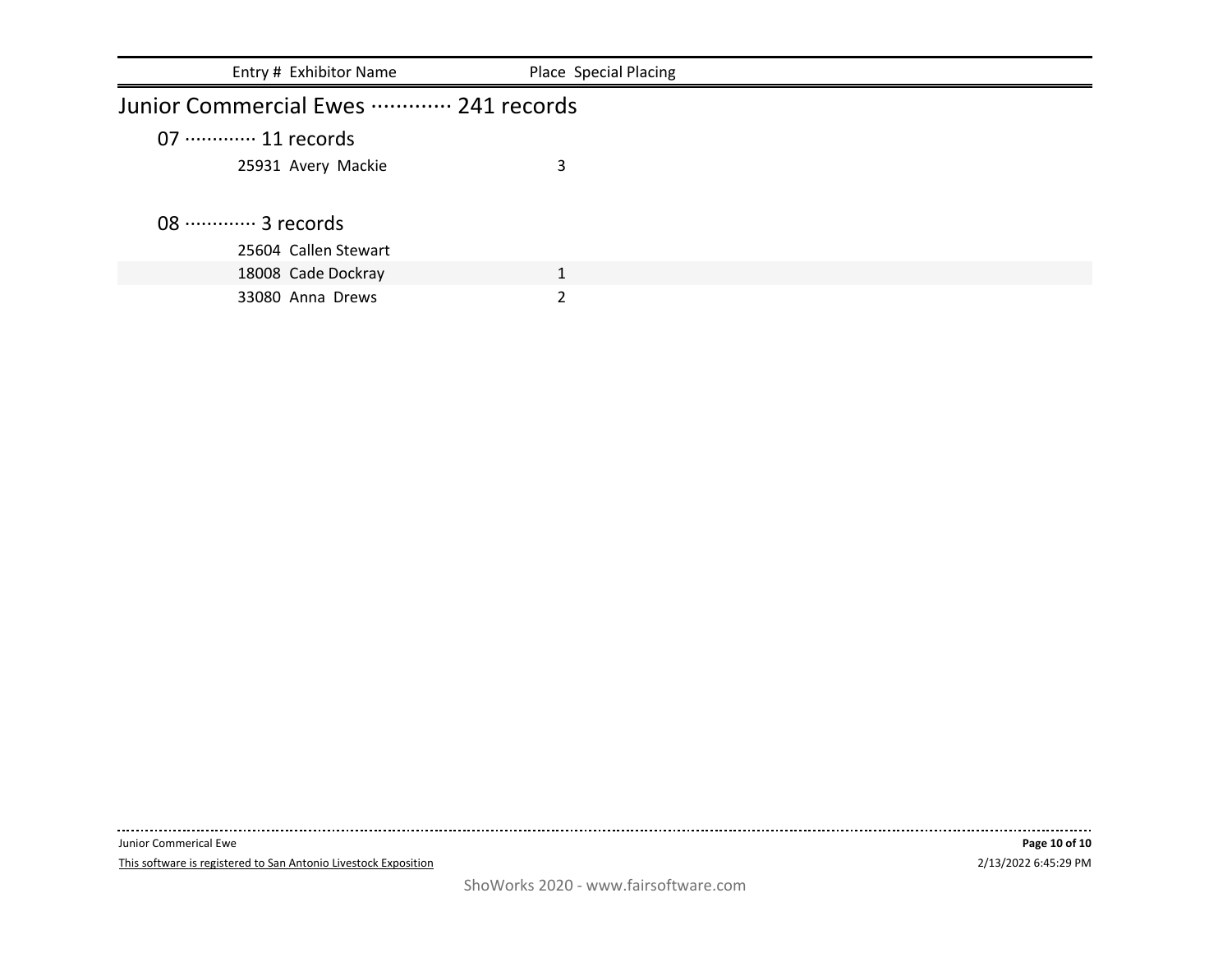| Entry # | Exhibitor Name | Place | Special Placing |
|---|---|---|---|

## Junior Commercial Ewes ············· 241 records

### 07 ············· 11 records

| Entry # | Exhibitor Name | Place | Special Placing |
|---|---|---|---|
| 25931 | Avery Mackie | 3 | |

### 08 ············· 3 records

| Entry # | Exhibitor Name | Place | Special Placing |
|---|---|---|---|
| 25604 | Callen Stewart | | |
| 18008 | Cade Dockray | 1 | |
| 33080 | Anna Drews | 2 | |